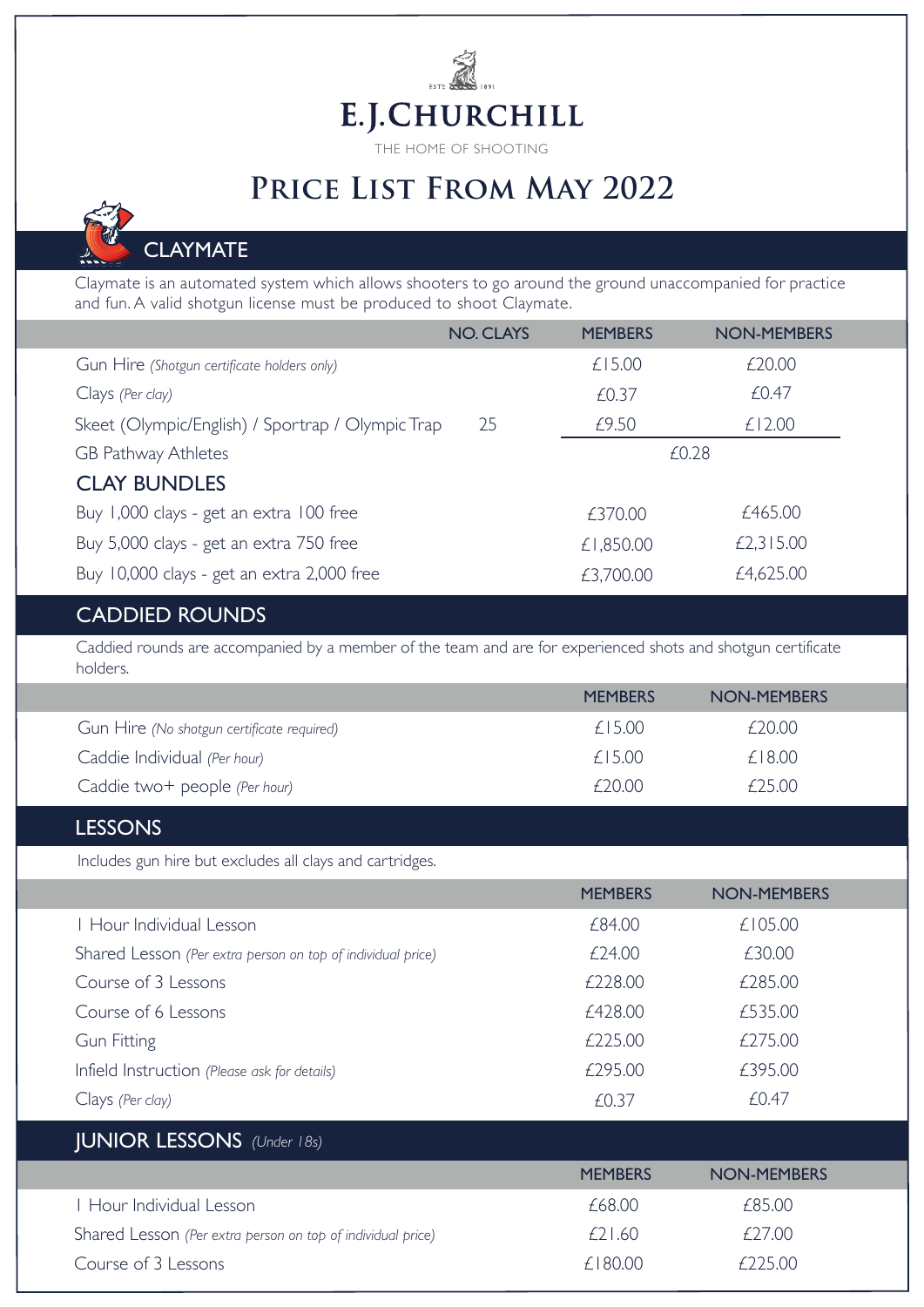# E.J.CHURCHILL

THE HOME OF SHOOTING

# Price List From May 2022

## CLAYMATE

Claymate is an automated system which allows shooters to go around the ground unaccompanied for practice and fun. A valid shotgun license must be produced to shoot Claymate.

| | NO. CLAYS | MEMBERS | NON-MEMBERS |
|---|---|---|---|
| Gun Hire *(Shotgun certificate holders only)* | | £15.00 | £20.00 |
| Clays *(Per clay)* | | £0.37 | £0.47 |
| Skeet (Olympic/English) / Sportrap / Olympic Trap | 25 | £9.50 | £12.00 |
| GB Pathway Athletes | | £0.28 | |
| **CLAY BUNDLES** | | | |
| Buy 1,000 clays - get an extra 100 free | | £370.00 | £465.00 |
| Buy 5,000 clays - get an extra 750 free | | £1,850.00 | £2,315.00 |
| Buy 10,000 clays - get an extra 2,000 free | | £3,700.00 | £4,625.00 |

## CADDIED ROUNDS

Caddied rounds are accompanied by a member of the team and are for experienced shots and shotgun certificate holders.

| | MEMBERS | NON-MEMBERS |
|---|---|---|
| Gun Hire *(No shotgun certificate required)* | £15.00 | £20.00 |
| Caddie Individual *(Per hour)* | £15.00 | £18.00 |
| Caddie two+ people *(Per hour)* | £20.00 | £25.00 |

## LESSONS

Includes gun hire but excludes all clays and cartridges.

| | MEMBERS | NON-MEMBERS |
|---|---|---|
| 1 Hour Individual Lesson | £84.00 | £105.00 |
| Shared Lesson *(Per extra person on top of individual price)* | £24.00 | £30.00 |
| Course of 3 Lessons | £228.00 | £285.00 |
| Course of 6 Lessons | £428.00 | £535.00 |
| Gun Fitting | £225.00 | £275.00 |
| Infield Instruction *(Please ask for details)* | £295.00 | £395.00 |
| Clays *(Per clay)* | £0.37 | £0.47 |

## JUNIOR LESSONS *(Under 18s)*

| | MEMBERS | NON-MEMBERS |
|---|---|---|
| 1 Hour Individual Lesson | £68.00 | £85.00 |
| Shared Lesson *(Per extra person on top of individual price)* | £21.60 | £27.00 |
| Course of 3 Lessons | £180.00 | £225.00 |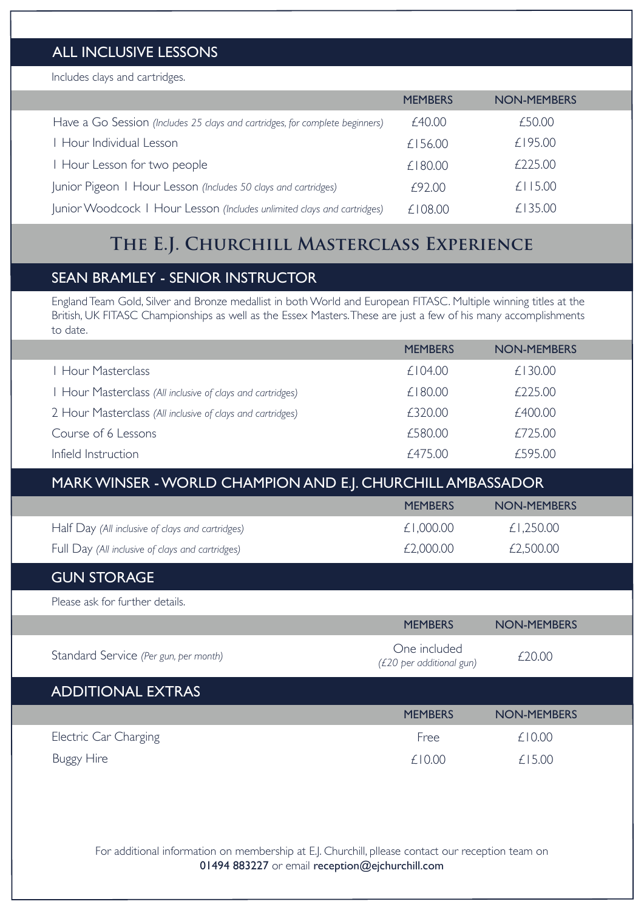## ALL INCLUSIVE LESSONS

Includes clays and cartridges.

| | MEMBERS | NON-MEMBERS |
|---|---|---|
| Have a Go Session *(Includes 25 clays and cartridges, for complete beginners)* | £40.00 | £50.00 |
| 1 Hour Individual Lesson | £156.00 | £195.00 |
| 1 Hour Lesson for two people | £180.00 | £225.00 |
| Junior Pigeon 1 Hour Lesson *(Includes 50 clays and cartridges)* | £92.00 | £115.00 |
| Junior Woodcock 1 Hour Lesson *(Includes unlimited clays and cartridges)* | £108.00 | £135.00 |

# The E.J. Churchill Masterclass Experience

## SEAN BRAMLEY - SENIOR INSTRUCTOR

England Team Gold, Silver and Bronze medallist in both World and European FITASC. Multiple winning titles at the British, UK FITASC Championships as well as the Essex Masters. These are just a few of his many accomplishments to date.

| | MEMBERS | NON-MEMBERS |
|---|---|---|
| 1 Hour Masterclass | £104.00 | £130.00 |
| 1 Hour Masterclass *(All inclusive of clays and cartridges)* | £180.00 | £225.00 |
| 2 Hour Masterclass *(All inclusive of clays and cartridges)* | £320.00 | £400.00 |
| Course of 6 Lessons | £580.00 | £725.00 |
| Infield Instruction | £475.00 | £595.00 |

## MARK WINSER - WORLD CHAMPION AND E.J. CHURCHILL AMBASSADOR

| | MEMBERS | NON-MEMBERS |
|---|---|---|
| Half Day *(All inclusive of clays and cartridges)* | £1,000.00 | £1,250.00 |
| Full Day *(All inclusive of clays and cartridges)* | £2,000.00 | £2,500.00 |

## GUN STORAGE

Please ask for further details.

| | MEMBERS | NON-MEMBERS |
|---|---|---|
| Standard Service *(Per gun, per month)* | One included *(£20 per additional gun)* | £20.00 |

## ADDITIONAL EXTRAS

| | MEMBERS | NON-MEMBERS |
|---|---|---|
| Electric Car Charging | Free | £10.00 |
| Buggy Hire | £10.00 | £15.00 |

For additional information on membership at E.J. Churchill, pllease contact our reception team on **01494 883227** or email **reception@ejchurchill.com**